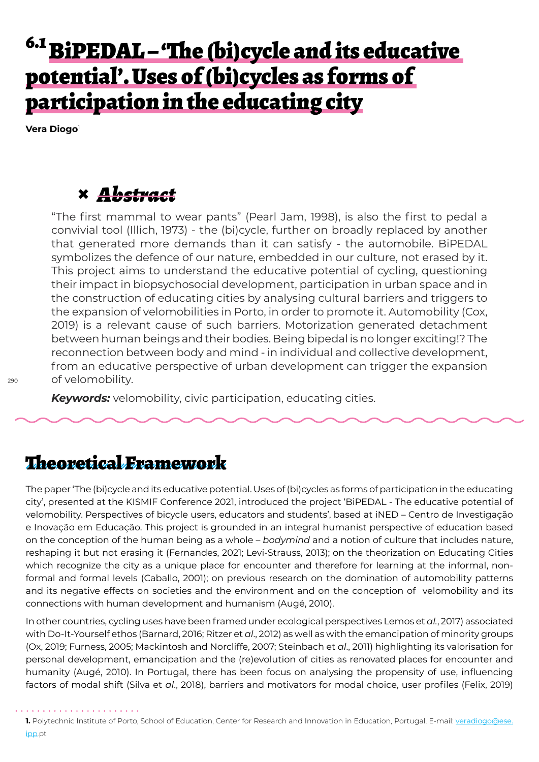# 6.1 BiPEDAL – 'The (bi)cycle and its educative potential'. Uses of (bi)cycles as forms of participation in the educating city

**Vera Diogo**[1]

## Abstract

"The first mammal to wear pants" (Pearl Jam, 1998), is also the first to pedal a convivial tool (Illich, 1973) - the (bi)cycle, further on broadly replaced by another that generated more demands than it can satisfy - the automobile. BiPEDAL symbolizes the defence of our nature, embedded in our culture, not erased by it. This project aims to understand the educative potential of cycling, questioning their impact in biopsychosocial development, participation in urban space and in the construction of educating cities by analysing cultural barriers and triggers to the expansion of velomobilities in Porto, in order to promote it. Automobility (Cox, 2019) is a relevant cause of such barriers. Motorization generated detachment between human beings and their bodies. Being bipedal is no longer exciting!? The reconnection between body and mind - in individual and collective development, from an educative perspective of urban development can trigger the expansion of velomobility.

***Keywords:*** velomobility, civic participation, educating cities.

## Theoretical Framework

The paper 'The (bi)cycle and its educative potential. Uses of (bi)cycles as forms of participation in the educating city', presented at the KISMIF Conference 2021, introduced the project 'BiPEDAL - The educative potential of velomobility. Perspectives of bicycle users, educators and students', based at iNED – Centro de Investigação e Inovação em Educação. This project is grounded in an integral humanist perspective of education based on the conception of the human being as a whole – *bodymind* and a notion of culture that includes nature, reshaping it but not erasing it (Fernandes, 2021; Levi-Strauss, 2013); on the theorization on Educating Cities which recognize the city as a unique place for encounter and therefore for learning at the informal, non-formal and formal levels (Caballo, 2001); on previous research on the domination of automobility patterns and its negative effects on societies and the environment and on the conception of velomobility and its connections with human development and humanism (Augé, 2010).

In other countries, cycling uses have been framed under ecological perspectives Lemos et *al*., 2017) associated with Do-It-Yourself ethos (Barnard, 2016; Ritzer et *al*., 2012) as well as with the emancipation of minority groups (Ox, 2019; Furness, 2005; Mackintosh and Norcliffe, 2007; Steinbach et *al*., 2011) highlighting its valorisation for personal development, emancipation and the (re)evolution of cities as renovated places for encounter and humanity (Augé, 2010). In Portugal, there has been focus on analysing the propensity of use, influencing factors of modal shift (Silva et *al*., 2018), barriers and motivators for modal choice, user profiles (Felix, 2019)

---

**1.** Polytechnic Institute of Porto, School of Education, Center for Research and Innovation in Education, Portugal. E-mail: veradiogo@ese.ipp.pt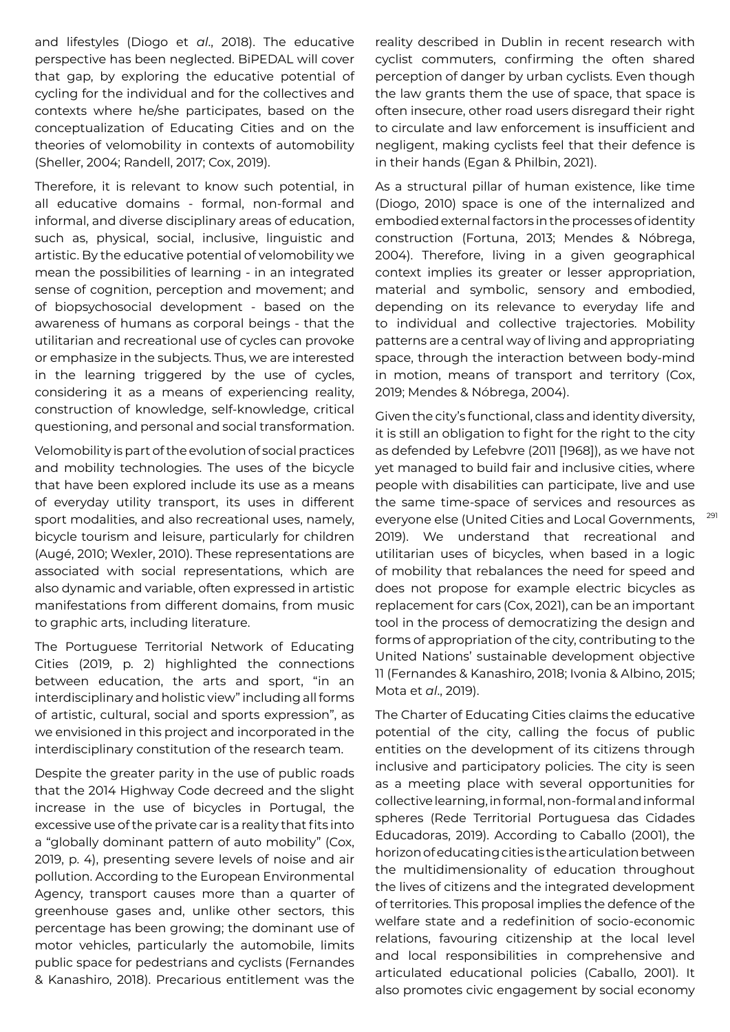and lifestyles (Diogo et *al*., 2018). The educative perspective has been neglected. BiPEDAL will cover that gap, by exploring the educative potential of cycling for the individual and for the collectives and contexts where he/she participates, based on the conceptualization of Educating Cities and on the theories of velomobility in contexts of automobility (Sheller, 2004; Randell, 2017; Cox, 2019).

Therefore, it is relevant to know such potential, in all educative domains - formal, non-formal and informal, and diverse disciplinary areas of education, such as, physical, social, inclusive, linguistic and artistic. By the educative potential of velomobility we mean the possibilities of learning - in an integrated sense of cognition, perception and movement; and of biopsychosocial development - based on the awareness of humans as corporal beings - that the utilitarian and recreational use of cycles can provoke or emphasize in the subjects. Thus, we are interested in the learning triggered by the use of cycles, considering it as a means of experiencing reality, construction of knowledge, self-knowledge, critical questioning, and personal and social transformation.

Velomobility is part of the evolution of social practices and mobility technologies. The uses of the bicycle that have been explored include its use as a means of everyday utility transport, its uses in different sport modalities, and also recreational uses, namely, bicycle tourism and leisure, particularly for children (Augé, 2010; Wexler, 2010). These representations are associated with social representations, which are also dynamic and variable, often expressed in artistic manifestations from different domains, from music to graphic arts, including literature.

The Portuguese Territorial Network of Educating Cities (2019, p. 2) highlighted the connections between education, the arts and sport, "in an interdisciplinary and holistic view" including all forms of artistic, cultural, social and sports expression", as we envisioned in this project and incorporated in the interdisciplinary constitution of the research team.

Despite the greater parity in the use of public roads that the 2014 Highway Code decreed and the slight increase in the use of bicycles in Portugal, the excessive use of the private car is a reality that fits into a "globally dominant pattern of auto mobility" (Cox, 2019, p. 4), presenting severe levels of noise and air pollution. According to the European Environmental Agency, transport causes more than a quarter of greenhouse gases and, unlike other sectors, this percentage has been growing; the dominant use of motor vehicles, particularly the automobile, limits public space for pedestrians and cyclists (Fernandes & Kanashiro, 2018). Precarious entitlement was the reality described in Dublin in recent research with cyclist commuters, confirming the often shared perception of danger by urban cyclists. Even though the law grants them the use of space, that space is often insecure, other road users disregard their right to circulate and law enforcement is insufficient and negligent, making cyclists feel that their defence is in their hands (Egan & Philbin, 2021).

As a structural pillar of human existence, like time (Diogo, 2010) space is one of the internalized and embodied external factors in the processes of identity construction (Fortuna, 2013; Mendes & Nóbrega, 2004). Therefore, living in a given geographical context implies its greater or lesser appropriation, material and symbolic, sensory and embodied, depending on its relevance to everyday life and to individual and collective trajectories. Mobility patterns are a central way of living and appropriating space, through the interaction between body-mind in motion, means of transport and territory (Cox, 2019; Mendes & Nóbrega, 2004).

Given the city's functional, class and identity diversity, it is still an obligation to fight for the right to the city as defended by Lefebvre (2011 [1968]), as we have not yet managed to build fair and inclusive cities, where people with disabilities can participate, live and use the same time-space of services and resources as everyone else (United Cities and Local Governments, 2019). We understand that recreational and utilitarian uses of bicycles, when based in a logic of mobility that rebalances the need for speed and does not propose for example electric bicycles as replacement for cars (Cox, 2021), can be an important tool in the process of democratizing the design and forms of appropriation of the city, contributing to the United Nations' sustainable development objective 11 (Fernandes & Kanashiro, 2018; Ivonia & Albino, 2015; Mota et *al*., 2019).

The Charter of Educating Cities claims the educative potential of the city, calling the focus of public entities on the development of its citizens through inclusive and participatory policies. The city is seen as a meeting place with several opportunities for collective learning, in formal, non-formal and informal spheres (Rede Territorial Portuguesa das Cidades Educadoras, 2019). According to Caballo (2001), the horizon of educating cities is the articulation between the multidimensionality of education throughout the lives of citizens and the integrated development of territories. This proposal implies the defence of the welfare state and a redefinition of socio-economic relations, favouring citizenship at the local level and local responsibilities in comprehensive and articulated educational policies (Caballo, 2001). It also promotes civic engagement by social economy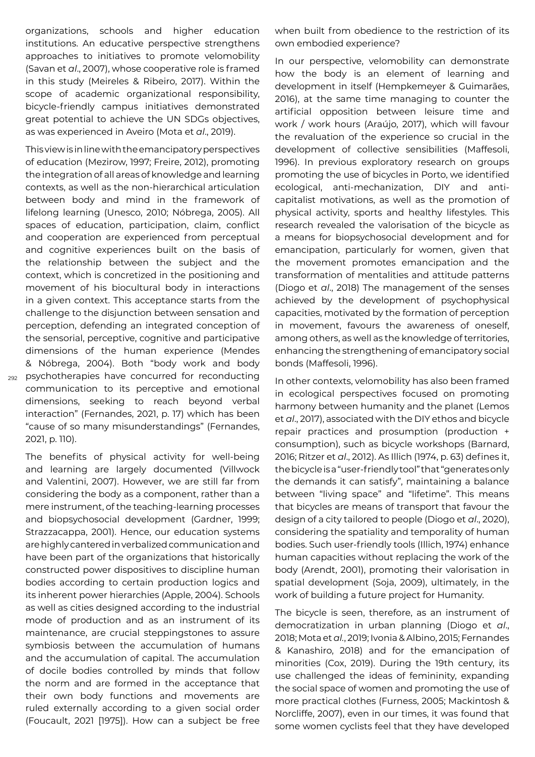organizations, schools and higher education institutions. An educative perspective strengthens approaches to initiatives to promote velomobility (Savan et *al*., 2007), whose cooperative role is framed in this study (Meireles & Ribeiro, 2017). Within the scope of academic organizational responsibility, bicycle-friendly campus initiatives demonstrated great potential to achieve the UN SDGs objectives, as was experienced in Aveiro (Mota et *al*., 2019).

This view is in line with the emancipatory perspectives of education (Mezirow, 1997; Freire, 2012), promoting the integration of all areas of knowledge and learning contexts, as well as the non-hierarchical articulation between body and mind in the framework of lifelong learning (Unesco, 2010; Nóbrega, 2005). All spaces of education, participation, claim, conflict and cooperation are experienced from perceptual and cognitive experiences built on the basis of the relationship between the subject and the context, which is concretized in the positioning and movement of his biocultural body in interactions in a given context. This acceptance starts from the challenge to the disjunction between sensation and perception, defending an integrated conception of the sensorial, perceptive, cognitive and participative dimensions of the human experience (Mendes & Nóbrega, 2004). Both "body work and body psychotherapies have concurred for reconducting communication to its perceptive and emotional dimensions, seeking to reach beyond verbal interaction" (Fernandes, 2021, p. 17) which has been "cause of so many misunderstandings" (Fernandes, 2021, p. 110).

The benefits of physical activity for well-being and learning are largely documented (Villwock and Valentini, 2007). However, we are still far from considering the body as a component, rather than a mere instrument, of the teaching-learning processes and biopsychosocial development (Gardner, 1999; Strazzacappa, 2001). Hence, our education systems are highly cantered in verbalized communication and have been part of the organizations that historically constructed power dispositives to discipline human bodies according to certain production logics and its inherent power hierarchies (Apple, 2004). Schools as well as cities designed according to the industrial mode of production and as an instrument of its maintenance, are crucial steppingstones to assure symbiosis between the accumulation of humans and the accumulation of capital. The accumulation of docile bodies controlled by minds that follow the norm and are formed in the acceptance that their own body functions and movements are ruled externally according to a given social order (Foucault, 2021 [1975]). How can a subject be free when built from obedience to the restriction of its own embodied experience?

In our perspective, velomobility can demonstrate how the body is an element of learning and development in itself (Hempkemeyer & Guimarães, 2016), at the same time managing to counter the artificial opposition between leisure time and work / work hours (Araújo, 2017), which will favour the revaluation of the experience so crucial in the development of collective sensibilities (Maffesoli, 1996). In previous exploratory research on groups promoting the use of bicycles in Porto, we identified ecological, anti-mechanization, DIY and anti-capitalist motivations, as well as the promotion of physical activity, sports and healthy lifestyles. This research revealed the valorisation of the bicycle as a means for biopsychosocial development and for emancipation, particularly for women, given that the movement promotes emancipation and the transformation of mentalities and attitude patterns (Diogo et *al*., 2018) The management of the senses achieved by the development of psychophysical capacities, motivated by the formation of perception in movement, favours the awareness of oneself, among others, as well as the knowledge of territories, enhancing the strengthening of emancipatory social bonds (Maffesoli, 1996).

In other contexts, velomobility has also been framed in ecological perspectives focused on promoting harmony between humanity and the planet (Lemos et *al*., 2017), associated with the DIY ethos and bicycle repair practices and prosumption (production + consumption), such as bicycle workshops (Barnard, 2016; Ritzer et *al*., 2012). As Illich (1974, p. 63) defines it, the bicycle is a "user-friendly tool" that "generates only the demands it can satisfy", maintaining a balance between "living space" and "lifetime". This means that bicycles are means of transport that favour the design of a city tailored to people (Diogo et *al*., 2020), considering the spatiality and temporality of human bodies. Such user-friendly tools (Illich, 1974) enhance human capacities without replacing the work of the body (Arendt, 2001), promoting their valorisation in spatial development (Soja, 2009), ultimately, in the work of building a future project for Humanity.

The bicycle is seen, therefore, as an instrument of democratization in urban planning (Diogo et *al*., 2018; Mota et *al*., 2019; Ivonia & Albino, 2015; Fernandes & Kanashiro, 2018) and for the emancipation of minorities (Cox, 2019). During the 19th century, its use challenged the ideas of femininity, expanding the social space of women and promoting the use of more practical clothes (Furness, 2005; Mackintosh & Norcliffe, 2007), even in our times, it was found that some women cyclists feel that they have developed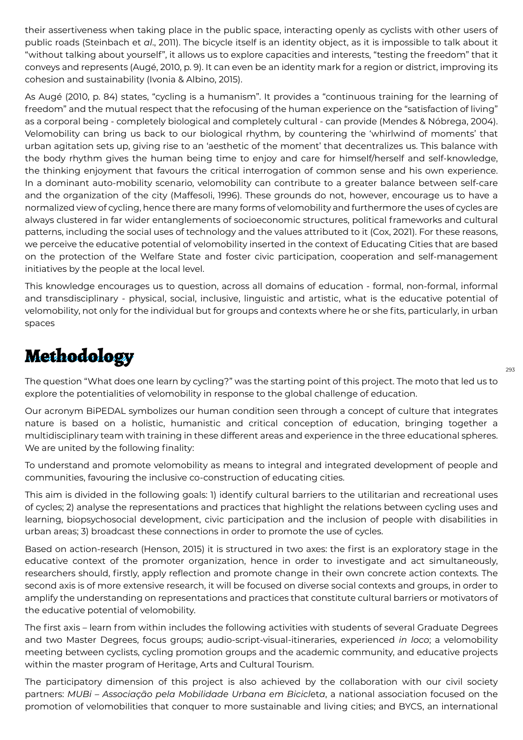their assertiveness when taking place in the public space, interacting openly as cyclists with other users of public roads (Steinbach et *al*., 2011). The bicycle itself is an identity object, as it is impossible to talk about it "without talking about yourself", it allows us to explore capacities and interests, "testing the freedom" that it conveys and represents (Augé, 2010, p. 9). It can even be an identity mark for a region or district, improving its cohesion and sustainability (Ivonia & Albino, 2015).

As Augé (2010, p. 84) states, "cycling is a humanism". It provides a "continuous training for the learning of freedom" and the mutual respect that the refocusing of the human experience on the "satisfaction of living" as a corporal being - completely biological and completely cultural - can provide (Mendes & Nóbrega, 2004). Velomobility can bring us back to our biological rhythm, by countering the 'whirlwind of moments' that urban agitation sets up, giving rise to an 'aesthetic of the moment' that decentralizes us. This balance with the body rhythm gives the human being time to enjoy and care for himself/herself and self-knowledge, the thinking enjoyment that favours the critical interrogation of common sense and his own experience. In a dominant auto-mobility scenario, velomobility can contribute to a greater balance between self-care and the organization of the city (Maffesoli, 1996). These grounds do not, however, encourage us to have a normalized view of cycling, hence there are many forms of velomobility and furthermore the uses of cycles are always clustered in far wider entanglements of socioeconomic structures, political frameworks and cultural patterns, including the social uses of technology and the values attributed to it (Cox, 2021). For these reasons, we perceive the educative potential of velomobility inserted in the context of Educating Cities that are based on the protection of the Welfare State and foster civic participation, cooperation and self-management initiatives by the people at the local level.

This knowledge encourages us to question, across all domains of education - formal, non-formal, informal and transdisciplinary - physical, social, inclusive, linguistic and artistic, what is the educative potential of velomobility, not only for the individual but for groups and contexts where he or she fits, particularly, in urban spaces

# Methodology

The question "What does one learn by cycling?" was the starting point of this project. The moto that led us to explore the potentialities of velomobility in response to the global challenge of education.

Our acronym BiPEDAL symbolizes our human condition seen through a concept of culture that integrates nature is based on a holistic, humanistic and critical conception of education, bringing together a multidisciplinary team with training in these different areas and experience in the three educational spheres. We are united by the following finality:

To understand and promote velomobility as means to integral and integrated development of people and communities, favouring the inclusive co-construction of educating cities.

This aim is divided in the following goals: 1) identify cultural barriers to the utilitarian and recreational uses of cycles; 2) analyse the representations and practices that highlight the relations between cycling uses and learning, biopsychosocial development, civic participation and the inclusion of people with disabilities in urban areas; 3) broadcast these connections in order to promote the use of cycles.

Based on action-research (Henson, 2015) it is structured in two axes: the first is an exploratory stage in the educative context of the promoter organization, hence in order to investigate and act simultaneously, researchers should, firstly, apply reflection and promote change in their own concrete action contexts. The second axis is of more extensive research, it will be focused on diverse social contexts and groups, in order to amplify the understanding on representations and practices that constitute cultural barriers or motivators of the educative potential of velomobility.

The first axis – learn from within includes the following activities with students of several Graduate Degrees and two Master Degrees, focus groups; audio-script-visual-itineraries, experienced *in loco*; a velomobility meeting between cyclists, cycling promotion groups and the academic community, and educative projects within the master program of Heritage, Arts and Cultural Tourism.

The participatory dimension of this project is also achieved by the collaboration with our civil society partners: *MUBi – Associação pela Mobilidade Urbana em Bicicleta*, a national association focused on the promotion of velomobilities that conquer to more sustainable and living cities; and BYCS, an international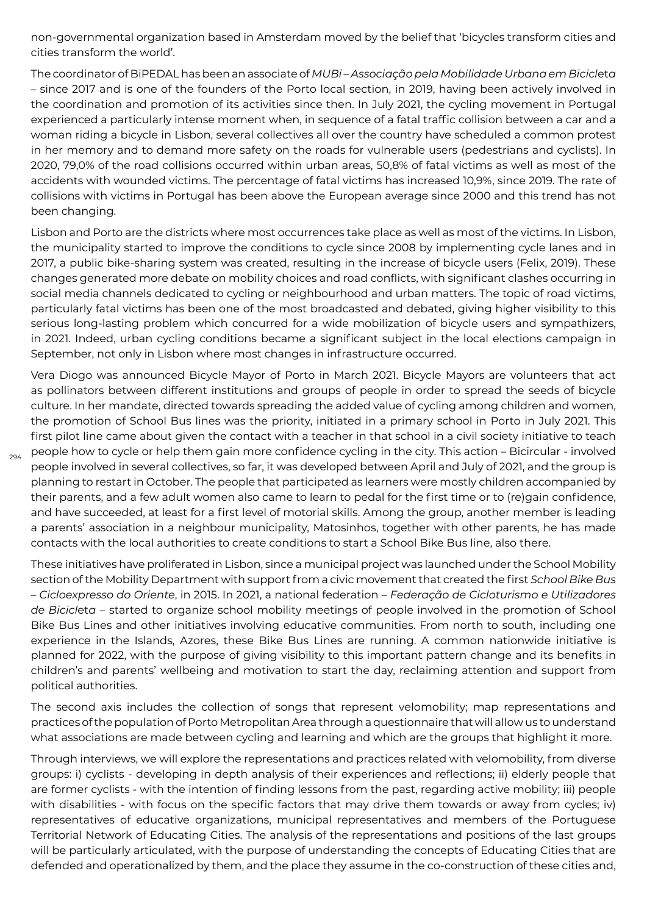non-governmental organization based in Amsterdam moved by the belief that 'bicycles transform cities and cities transform the world'.

The coordinator of BiPEDAL has been an associate of *MUBi – Associação pela Mobilidade Urbana em Bicicleta* – since 2017 and is one of the founders of the Porto local section, in 2019, having been actively involved in the coordination and promotion of its activities since then. In July 2021, the cycling movement in Portugal experienced a particularly intense moment when, in sequence of a fatal traffic collision between a car and a woman riding a bicycle in Lisbon, several collectives all over the country have scheduled a common protest in her memory and to demand more safety on the roads for vulnerable users (pedestrians and cyclists). In 2020, 79,0% of the road collisions occurred within urban areas, 50,8% of fatal victims as well as most of the accidents with wounded victims. The percentage of fatal victims has increased 10,9%, since 2019. The rate of collisions with victims in Portugal has been above the European average since 2000 and this trend has not been changing.

Lisbon and Porto are the districts where most occurrences take place as well as most of the victims. In Lisbon, the municipality started to improve the conditions to cycle since 2008 by implementing cycle lanes and in 2017, a public bike-sharing system was created, resulting in the increase of bicycle users (Felix, 2019). These changes generated more debate on mobility choices and road conflicts, with significant clashes occurring in social media channels dedicated to cycling or neighbourhood and urban matters. The topic of road victims, particularly fatal victims has been one of the most broadcasted and debated, giving higher visibility to this serious long-lasting problem which concurred for a wide mobilization of bicycle users and sympathizers, in 2021. Indeed, urban cycling conditions became a significant subject in the local elections campaign in September, not only in Lisbon where most changes in infrastructure occurred.

Vera Diogo was announced Bicycle Mayor of Porto in March 2021. Bicycle Mayors are volunteers that act as pollinators between different institutions and groups of people in order to spread the seeds of bicycle culture. In her mandate, directed towards spreading the added value of cycling among children and women, the promotion of School Bus lines was the priority, initiated in a primary school in Porto in July 2021. This first pilot line came about given the contact with a teacher in that school in a civil society initiative to teach people how to cycle or help them gain more confidence cycling in the city. This action – Bicircular - involved people involved in several collectives, so far, it was developed between April and July of 2021, and the group is planning to restart in October. The people that participated as learners were mostly children accompanied by their parents, and a few adult women also came to learn to pedal for the first time or to (re)gain confidence, and have succeeded, at least for a first level of motorial skills. Among the group, another member is leading a parents' association in a neighbour municipality, Matosinhos, together with other parents, he has made contacts with the local authorities to create conditions to start a School Bike Bus line, also there.

These initiatives have proliferated in Lisbon, since a municipal project was launched under the School Mobility section of the Mobility Department with support from a civic movement that created the first *School Bike Bus – Cicloexpresso do Oriente*, in 2015. In 2021, a national federation – *Federação de Cicloturismo e Utilizadores de Bicicleta* – started to organize school mobility meetings of people involved in the promotion of School Bike Bus Lines and other initiatives involving educative communities. From north to south, including one experience in the Islands, Azores, these Bike Bus Lines are running. A common nationwide initiative is planned for 2022, with the purpose of giving visibility to this important pattern change and its benefits in children's and parents' wellbeing and motivation to start the day, reclaiming attention and support from political authorities.

The second axis includes the collection of songs that represent velomobility; map representations and practices of the population of Porto Metropolitan Area through a questionnaire that will allow us to understand what associations are made between cycling and learning and which are the groups that highlight it more.

Through interviews, we will explore the representations and practices related with velomobility, from diverse groups: i) cyclists - developing in depth analysis of their experiences and reflections; ii) elderly people that are former cyclists - with the intention of finding lessons from the past, regarding active mobility; iii) people with disabilities - with focus on the specific factors that may drive them towards or away from cycles; iv) representatives of educative organizations, municipal representatives and members of the Portuguese Territorial Network of Educating Cities. The analysis of the representations and positions of the last groups will be particularly articulated, with the purpose of understanding the concepts of Educating Cities that are defended and operationalized by them, and the place they assume in the co-construction of these cities and,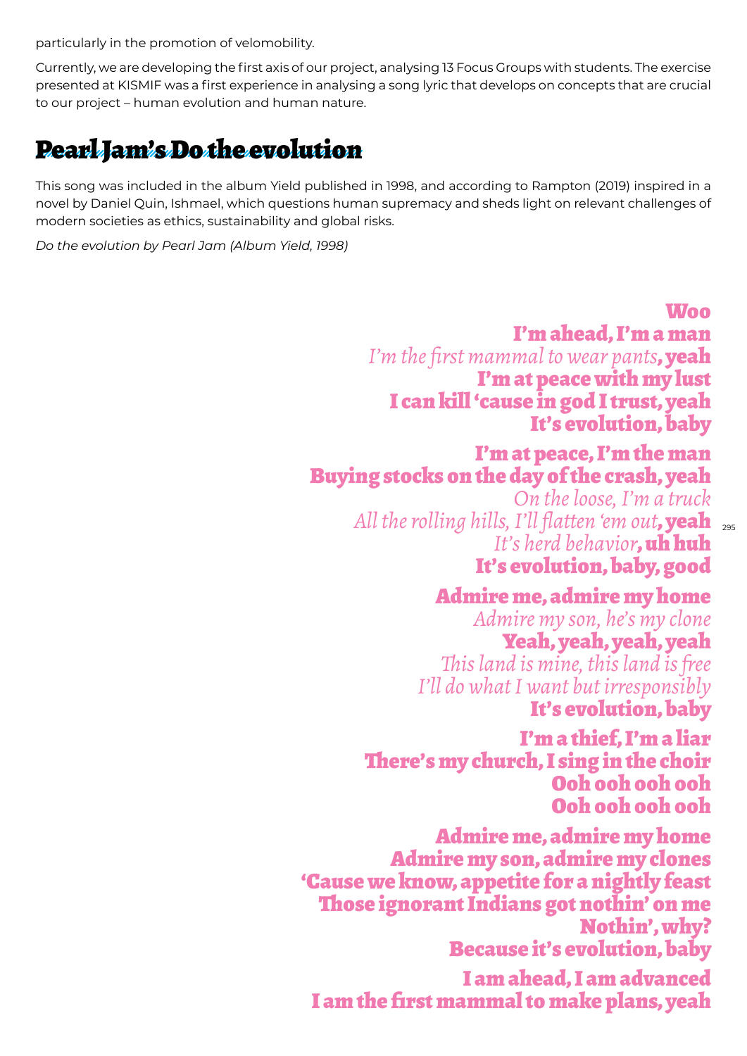particularly in the promotion of velomobility.

Currently, we are developing the first axis of our project, analysing 13 Focus Groups with students. The exercise presented at KISMIF was a first experience in analysing a song lyric that develops on concepts that are crucial to our project – human evolution and human nature.

## Pearl Jam's Do the evolution

This song was included in the album Yield published in 1998, and according to Rampton (2019) inspired in a novel by Daniel Quin, Ishmael, which questions human supremacy and sheds light on relevant challenges of modern societies as ethics, sustainability and global risks.

*Do the evolution by Pearl Jam (Album Yield, 1998)*

**Woo**
**I'm ahead, I'm a man**
*I'm the first mammal to wear pants*, **yeah**
**I'm at peace with my lust**
**I can kill 'cause in god I trust, yeah**
**It's evolution, baby**

**I'm at peace, I'm the man**
**Buying stocks on the day of the crash, yeah**
*On the loose, I'm a truck*
*All the rolling hills, I'll flatten 'em out*, **yeah**
*It's herd behavior*, **uh huh**
**It's evolution, baby, good**

**Admire me, admire my home**
*Admire my son, he's my clone*
**Yeah, yeah, yeah, yeah**
*This land is mine, this land is free*
*I'll do what I want but irresponsibly*
**It's evolution, baby**

**I'm a thief, I'm a liar**
**There's my church, I sing in the choir**
**Ooh ooh ooh ooh**
**Ooh ooh ooh ooh**

**Admire me, admire my home**
**Admire my son, admire my clones**
**'Cause we know, appetite for a nightly feast**
**Those ignorant Indians got nothin' on me**
**Nothin', why?**
**Because it's evolution, baby**

**I am ahead, I am advanced**
**I am the first mammal to make plans, yeah**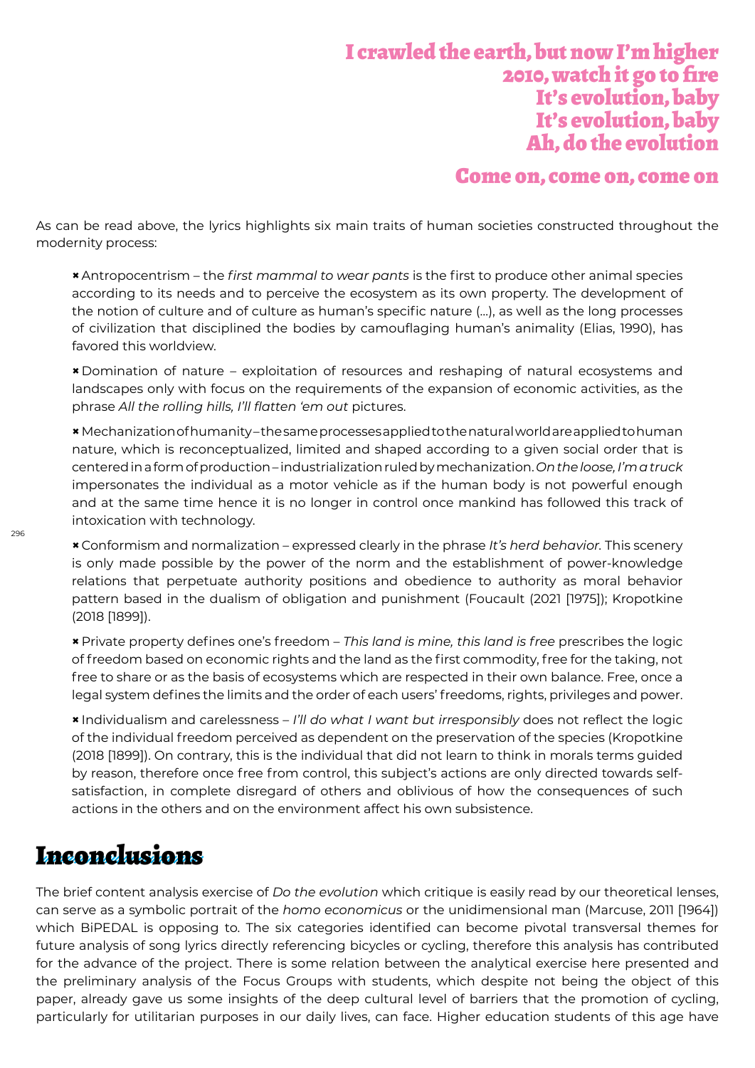**I crawled the earth, but now I'm higher**
**2010, watch it go to fire**
**It's evolution, baby**
**It's evolution, baby**
**Ah, do the evolution**

**Come on, come on, come on**

As can be read above, the lyrics highlights six main traits of human societies constructed throughout the modernity process:

- Antropocentrism – the *first mammal to wear pants* is the first to produce other animal species according to its needs and to perceive the ecosystem as its own property. The development of the notion of culture and of culture as human's specific nature (...), as well as the long processes of civilization that disciplined the bodies by camouflaging human's animality (Elias, 1990), has favored this worldview.

- Domination of nature – exploitation of resources and reshaping of natural ecosystems and landscapes only with focus on the requirements of the expansion of economic activities, as the phrase *All the rolling hills, I'll flatten 'em out* pictures.

- Mechanization of humanity – the same processes applied to the natural world are applied to human nature, which is reconceptualized, limited and shaped according to a given social order that is centered in a form of production – industrialization ruled by mechanization. *On the loose, I'm a truck* impersonates the individual as a motor vehicle as if the human body is not powerful enough and at the same time hence it is no longer in control once mankind has followed this track of intoxication with technology.

- Conformism and normalization – expressed clearly in the phrase *It's herd behavior.* This scenery is only made possible by the power of the norm and the establishment of power-knowledge relations that perpetuate authority positions and obedience to authority as moral behavior pattern based in the dualism of obligation and punishment (Foucault (2021 [1975]); Kropotkine (2018 [1899]).

- Private property defines one's freedom – *This land is mine, this land is free* prescribes the logic of freedom based on economic rights and the land as the first commodity, free for the taking, not free to share or as the basis of ecosystems which are respected in their own balance. Free, once a legal system defines the limits and the order of each users' freedoms, rights, privileges and power.

- Individualism and carelessness – *I'll do what I want but irresponsibly* does not reflect the logic of the individual freedom perceived as dependent on the preservation of the species (Kropotkine (2018 [1899]). On contrary, this is the individual that did not learn to think in morals terms guided by reason, therefore once free from control, this subject's actions are only directed towards self-satisfaction, in complete disregard of others and oblivious of how the consequences of such actions in the others and on the environment affect his own subsistence.

## Inconclusions

The brief content analysis exercise of *Do the evolution* which critique is easily read by our theoretical lenses, can serve as a symbolic portrait of the *homo economicus* or the unidimensional man (Marcuse, 2011 [1964]) which BiPEDAL is opposing to. The six categories identified can become pivotal transversal themes for future analysis of song lyrics directly referencing bicycles or cycling, therefore this analysis has contributed for the advance of the project. There is some relation between the analytical exercise here presented and the preliminary analysis of the Focus Groups with students, which despite not being the object of this paper, already gave us some insights of the deep cultural level of barriers that the promotion of cycling, particularly for utilitarian purposes in our daily lives, can face. Higher education students of this age have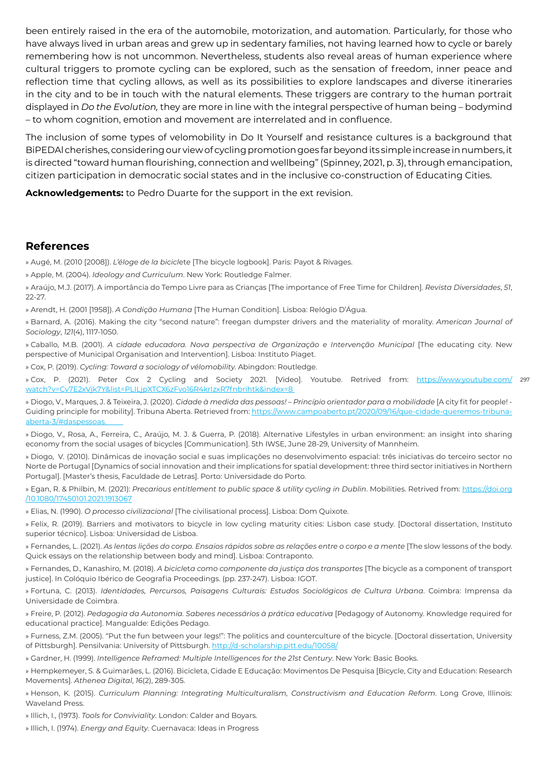been entirely raised in the era of the automobile, motorization, and automation. Particularly, for those who have always lived in urban areas and grew up in sedentary families, not having learned how to cycle or barely remembering how is not uncommon. Nevertheless, students also reveal areas of human experience where cultural triggers to promote cycling can be explored, such as the sensation of freedom, inner peace and reflection time that cycling allows, as well as its possibilities to explore landscapes and diverse itineraries in the city and to be in touch with the natural elements. These triggers are contrary to the human portrait displayed in *Do the Evolution,* they are more in line with the integral perspective of human being – bodymind – to whom cognition, emotion and movement are interrelated and in confluence.

The inclusion of some types of velomobility in Do It Yourself and resistance cultures is a background that BiPEDAl cherishes, considering our view of cycling promotion goes far beyond its simple increase in numbers, it is directed "toward human flourishing, connection and wellbeing" (Spinney, 2021, p. 3), through emancipation, citizen participation in democratic social states and in the inclusive co-construction of Educating Cities.

**Acknowledgements:** to Pedro Duarte for the support in the ext revision.

## References

» Augé, M. (2010 [2008]). *L'éloge de la biciclete* [The bicycle logbook]. Paris: Payot & Rivages.

» Apple, M. (2004). *Ideology and Curriculum*. New York: Routledge Falmer.

» Araújo, M.J. (2017). A importância do Tempo Livre para as Crianças [The importance of Free Time for Children]. *Revista Diversidades*, *51*, 22-27.

» Arendt, H. (2001 [1958]). *A Condição Humana* [The Human Condition]. Lisboa: Relógio D'Água.

» Barnard, A. (2016). Making the city "second nature": freegan dumpster drivers and the materiality of morality. *American Journal of Sociology*, *121*(4), 1117-1050.

» Caballo, M.B. (2001). *A cidade educadora. Nova perspectiva de Organização e Intervenção Municipal* [The educating city. New perspective of Municipal Organisation and Intervention]. Lisboa: Instituto Piaget.

» Cox, P. (2019). *Cycling: Toward a sociology of vélomobility*. Abingdon: Routledge.

» Cox, P. (2021). Peter Cox 2 Cycling and Society 2021. [Video]. Youtube. Retrived from: https://www.youtube.com/watch?v=Cv7E2xVjk7Y&list=PLILjpXTCX6zFvo16R4krIzxR7fnbrihtk&index=8

» Diogo, V., Marques, J. & Teixeira, J. (2020). *Cidade à medida das pessoas! – Princípio orientador para a mobilidade* [A city fit for people! - Guiding principle for mobility]. Tribuna Aberta. Retrieved from: https://www.campoaberto.pt/2020/09/16/que-cidade-queremos-tribuna-aberta-3/#daspessoas.

» Diogo, V., Rosa, A., Ferreira, C., Araújo, M. J. & Guerra, P. (2018). Alternative Lifestyles in urban environment: an insight into sharing economy from the social usages of bicycles [Communication]. 5th IWSE, June 28-29, University of Mannheim.

» Diogo, V. (2010). Dinâmicas de inovação social e suas implicações no desenvolvimento espacial: três iniciativas do terceiro sector no Norte de Portugal [Dynamics of social innovation and their implications for spatial development: three third sector initiatives in Northern Portugal]. [Master's thesis, Faculdade de Letras]. Porto: Universidade do Porto.

» Egan, R. & Philbin, M. (2021): *Precarious entitlement to public space & utility cycling in Dublin*. Mobilities. Retrived from: https://doi.org/10.1080/17450101.2021.1913067

» Elias, N. (1990). *O processo civilizacional* [The civilisational process]. Lisboa: Dom Quixote.

» Felix, R. (2019). Barriers and motivators to bicycle in low cycling maturity cities: Lisbon case study. [Doctoral dissertation, Instituto superior técnico]. Lisboa: Universidad de Lisboa.

» Fernandes, L. (2021). *As lentas lições do corpo. Ensaios rápidos sobre as relações entre o corpo e a mente* [The slow lessons of the body. Quick essays on the relationship between body and mind]. Lisboa: Contraponto.

» Fernandes, D., Kanashiro, M. (2018). *A bicicleta como componente da justiça dos transportes* [The bicycle as a component of transport justice]. In Colóquio Ibérico de Geografia Proceedings. (pp. 237-247). Lisboa: IGOT.

» Fortuna, C. (2013). *Identidades, Percursos, Paisagens Culturais: Estudos Sociológicos de Cultura Urbana*. Coimbra: Imprensa da Universidade de Coimbra.

» Freire, P. (2012). *Pedagogia da Autonomia. Saberes necessários à prática educativa* [Pedagogy of Autonomy. Knowledge required for educational practice]. Mangualde: Edições Pedago.

» Furness, Z.M. (2005). "Put the fun between your legs!": The politics and counterculture of the bicycle. [Doctoral dissertation, University of Pittsburgh]. Pensilvania: University of Pittsburgh. http://d-scholarship.pitt.edu/10058/

» Gardner, H. (1999). *Intelligence Reframed: Multiple Intelligences for the 21st Century*. New York: Basic Books.

» Hempkemeyer, S. & Guimarães, L. (2016). Bicicleta, Cidade E Educação: Movimentos De Pesquisa [Bicycle, City and Education: Research Movements]. *Athenea Digital*, *16*(2), 289-305.

» Henson, K. (2015). *Curriculum Planning: Integrating Multiculturalism, Constructivism and Education Reform*. Long Grove, Illinois: Waveland Press.

» Illich, I., (1973). *Tools for Conviviality*. London: Calder and Boyars.

» Illich, I. (1974). *Energy and Equity*. Cuernavaca: Ideas in Progress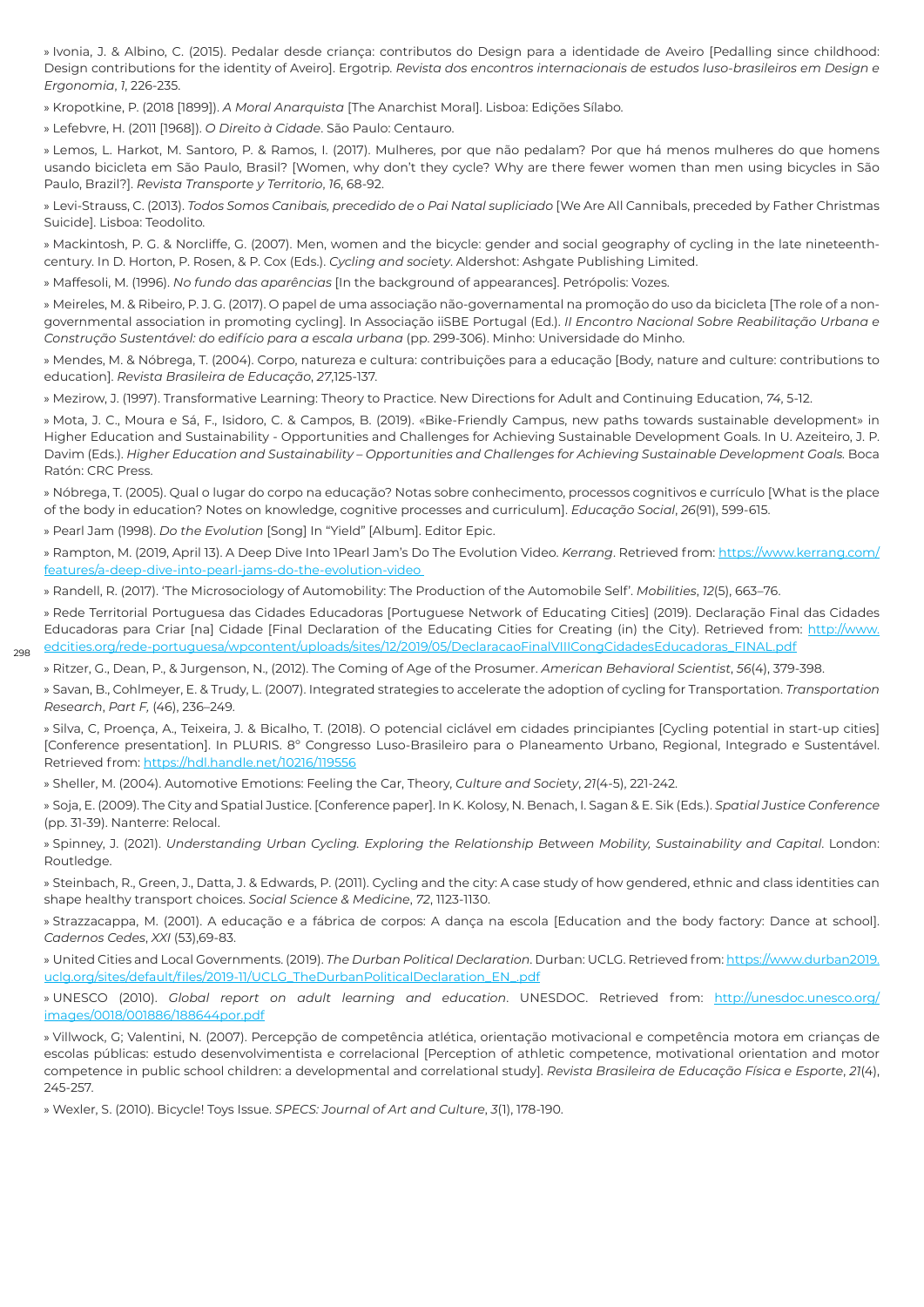» Ivonia, J. & Albino, C. (2015). Pedalar desde criança: contributos do Design para a identidade de Aveiro [Pedalling since childhood: Design contributions for the identity of Aveiro]. Ergotrip. *Revista dos encontros internacionais de estudos luso-brasileiros em Design e Ergonomia*, *1*, 226-235.

» Kropotkine, P. (2018 [1899]). *A Moral Anarquista* [The Anarchist Moral]. Lisboa: Edições Sílabo.

» Lefebvre, H. (2011 [1968]). *O Direito à Cidade*. São Paulo: Centauro.

» Lemos, L. Harkot, M. Santoro, P. & Ramos, I. (2017). Mulheres, por que não pedalam? Por que há menos mulheres do que homens usando bicicleta em São Paulo, Brasil? [Women, why don't they cycle? Why are there fewer women than men using bicycles in São Paulo, Brazil?]. *Revista Transporte y Territorio*, *16*, 68-92.

» Levi-Strauss, C. (2013). *Todos Somos Canibais, precedido de o Pai Natal supliciado* [We Are All Cannibals, preceded by Father Christmas Suicide]. Lisboa: Teodolito.

» Mackintosh, P. G. & Norcliffe, G. (2007). Men, women and the bicycle: gender and social geography of cycling in the late nineteenth-century. In D. Horton, P. Rosen, & P. Cox (Eds.). *Cycling and society*. Aldershot: Ashgate Publishing Limited.

» Maffesoli, M. (1996). *No fundo das aparências* [In the background of appearances]. Petrópolis: Vozes.

» Meireles, M. & Ribeiro, P. J. G. (2017). O papel de uma associação não-governamental na promoção do uso da bicicleta [The role of a non-governmental association in promoting cycling]. In Associação iiSBE Portugal (Ed.). *II Encontro Nacional Sobre Reabilitação Urbana e Construção Sustentável: do edifício para a escala urbana* (pp. 299-306). Minho: Universidade do Minho.

» Mendes, M. & Nóbrega, T. (2004). Corpo, natureza e cultura: contribuições para a educação [Body, nature and culture: contributions to education]. *Revista Brasileira de Educação*, *27*,125-137.

» Mezirow, J. (1997). Transformative Learning: Theory to Practice. New Directions for Adult and Continuing Education, *74*, 5-12.

» Mota, J. C., Moura e Sá, F., Isidoro, C. & Campos, B. (2019). «Bike-Friendly Campus, new paths towards sustainable development» in Higher Education and Sustainability - Opportunities and Challenges for Achieving Sustainable Development Goals. In U. Azeiteiro, J. P. Davim (Eds.). *Higher Education and Sustainability – Opportunities and Challenges for Achieving Sustainable Development Goals.* Boca Ratón: CRC Press.

» Nóbrega, T. (2005). Qual o lugar do corpo na educação? Notas sobre conhecimento, processos cognitivos e currículo [What is the place of the body in education? Notes on knowledge, cognitive processes and curriculum]. *Educação Social*, *26*(91), 599-615.

» Pearl Jam (1998). *Do the Evolution* [Song] In "Yield" [Album]. Editor Epic.

» Rampton, M. (2019, April 13). A Deep Dive Into 1Pearl Jam's Do The Evolution Video. *Kerrang*. Retrieved from: https://www.kerrang.com/features/a-deep-dive-into-pearl-jams-do-the-evolution-video

» Randell, R. (2017). 'The Microsociology of Automobility: The Production of the Automobile Self'. *Mobilities*, *12*(5), 663–76.

» Rede Territorial Portuguesa das Cidades Educadoras [Portuguese Network of Educating Cities] (2019). Declaração Final das Cidades Educadoras para Criar [na] Cidade [Final Declaration of the Educating Cities for Creating (in) the City]. Retrieved from: http://www.edcities.org/rede-portuguesa/wpcontent/uploads/sites/12/2019/05/DeclaracaoFinalVIIICongCidadesEducadoras_FINAL.pdf

» Ritzer, G., Dean, P., & Jurgenson, N., (2012). The Coming of Age of the Prosumer. *American Behavioral Scientist*, *56*(4), 379-398.

» Savan, B., Cohlmeyer, E. & Trudy, L. (2007). Integrated strategies to accelerate the adoption of cycling for Transportation. *Transportation Research*, *Part F,* (46), 236–249.

» Silva, C, Proença, A., Teixeira, J. & Bicalho, T. (2018). O potencial ciclável em cidades principiantes [Cycling potential in start-up cities] [Conference presentation]. In PLURIS. 8º Congresso Luso-Brasileiro para o Planeamento Urbano, Regional, Integrado e Sustentável. Retrieved from: https://hdl.handle.net/10216/119556

» Sheller, M. (2004). Automotive Emotions: Feeling the Car, Theory, *Culture and Society*, *21*(4-5), 221-242.

» Soja, E. (2009). The City and Spatial Justice. [Conference paper]. In K. Kolosy, N. Benach, I. Sagan & E. Sik (Eds.). *Spatial Justice Conference* (pp. 31-39). Nanterre: Relocal.

» Spinney, J. (2021). *Understanding Urban Cycling. Exploring the Relationship Between Mobility, Sustainability and Capital*. London: Routledge.

» Steinbach, R., Green, J., Datta, J. & Edwards, P. (2011). Cycling and the city: A case study of how gendered, ethnic and class identities can shape healthy transport choices. *Social Science & Medicine*, *72*, 1123-1130.

» Strazzacappa, M. (2001). A educação e a fábrica de corpos: A dança na escola [Education and the body factory: Dance at school]. *Cadernos Cedes*, *XXI* (53),69-83.

» United Cities and Local Governments. (2019). *The Durban Political Declaration*. Durban: UCLG. Retrieved from: https://www.durban2019.uclg.org/sites/default/files/2019-11/UCLG_TheDurbanPoliticalDeclaration_EN_.pdf

» UNESCO (2010). *Global report on adult learning and education*. UNESDOC. Retrieved from: http://unesdoc.unesco.org/images/0018/001886/188644por.pdf

» Villwock, G; Valentini, N. (2007). Percepção de competência atlética, orientação motivacional e competência motora em crianças de escolas públicas: estudo desenvolvimentista e correlacional [Perception of athletic competence, motivational orientation and motor competence in public school children: a developmental and correlational study]. *Revista Brasileira de Educação Física e Esporte*, *21*(4), 245-257.

» Wexler, S. (2010). Bicycle! Toys Issue. *SPECS: Journal of Art and Culture*, *3*(1), 178-190.